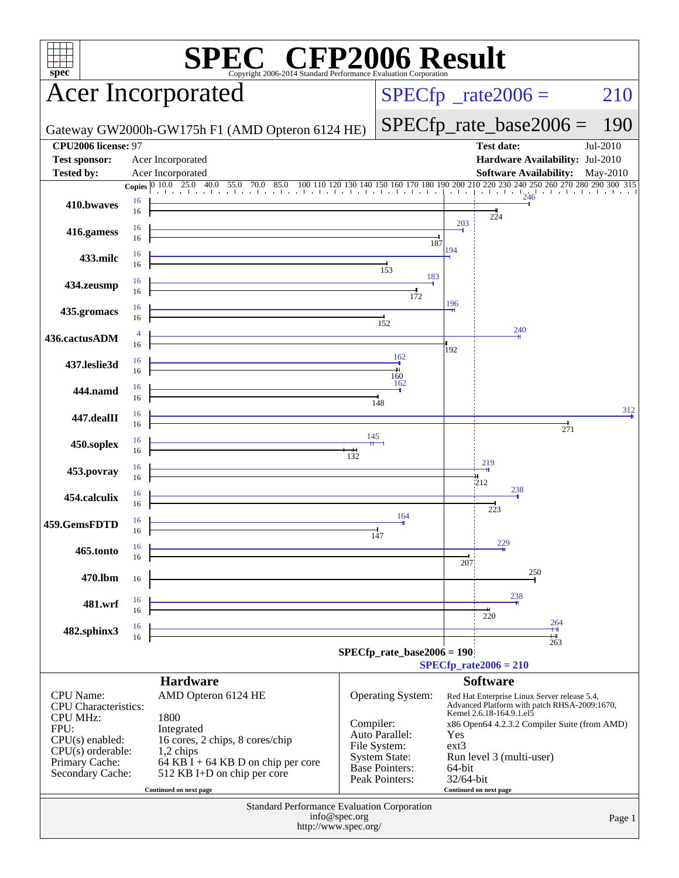# SPEC® CFP2006 Result

Copyright 2006-2014 Standard Performance Evaluation Corporation

## Acer Incorporated

Gateway GW2000h-GW175h F1 (AMD Opteron 6124 HE)

SPECfp_rate2006 = 210

SPECfp_rate_base2006 = 190

| | | | |
|---|---|---|---|
| **CPU2006 license:** 97 | | **Test date:** | Jul-2010 |
| **Test sponsor:** | Acer Incorporated | **Hardware Availability:** | Jul-2010 |
| **Tested by:** | Acer Incorporated | **Software Availability:** | May-2010 |

| Benchmark | Copies (Peak) | Peak | Copies (Base) | Base |
|---|---|---|---|---|
| 410.bwaves | 16 | 246 | 16 | 224 |
| 416.gamess | 16 | 203 | 16 | 187 |
| 433.milc | 16 | 194 | 16 | 153 |
| 434.zeusmp | 16 | 183 | 16 | 172 |
| 435.gromacs | 16 | 196 | 16 | 152 |
| 436.cactusADM | 4 | 240 | 16 | 192 |
| 437.leslie3d | 16 | 162 | 16 | 160 |
| 444.namd | 16 | 162 | 16 | 148 |
| 447.dealII | 16 | 312 | 16 | 271 |
| 450.soplex | 16 | 145 | 16 | 132 |
| 453.povray | 16 | 219 | 16 | 212 |
| 454.calculix | 16 | 238 | 16 | 223 |
| 459.GemsFDTD | 16 | 164 | 16 | 147 |
| 465.tonto | 16 | 229 | 16 | 207 |
| 470.lbm | | | 16 | 250 |
| 481.wrf | 16 | 238 | 16 | 220 |
| 482.sphinx3 | 16 | 264 | 16 | 263 |

SPECfp_rate_base2006 = 190

SPECfp_rate2006 = 210

### Hardware

| | |
|---|---|
| CPU Name: | AMD Opteron 6124 HE |
| CPU Characteristics: | |
| CPU MHz: | 1800 |
| FPU: | Integrated |
| CPU(s) enabled: | 16 cores, 2 chips, 8 cores/chip |
| CPU(s) orderable: | 1,2 chips |
| Primary Cache: | 64 KB I + 64 KB D on chip per core |
| Secondary Cache: | 512 KB I+D on chip per core |

Continued on next page

### Software

| | |
|---|---|
| Operating System: | Red Hat Enterprise Linux Server release 5.4, Advanced Platform with patch RHSA-2009:1670, Kernel 2.6.18-164.9.1.el5 |
| Compiler: | x86 Open64 4.2.3.2 Compiler Suite (from AMD) |
| Auto Parallel: | Yes |
| File System: | ext3 |
| System State: | Run level 3 (multi-user) |
| Base Pointers: | 64-bit |
| Peak Pointers: | 32/64-bit |

Continued on next page

Standard Performance Evaluation Corporation
info@spec.org
http://www.spec.org/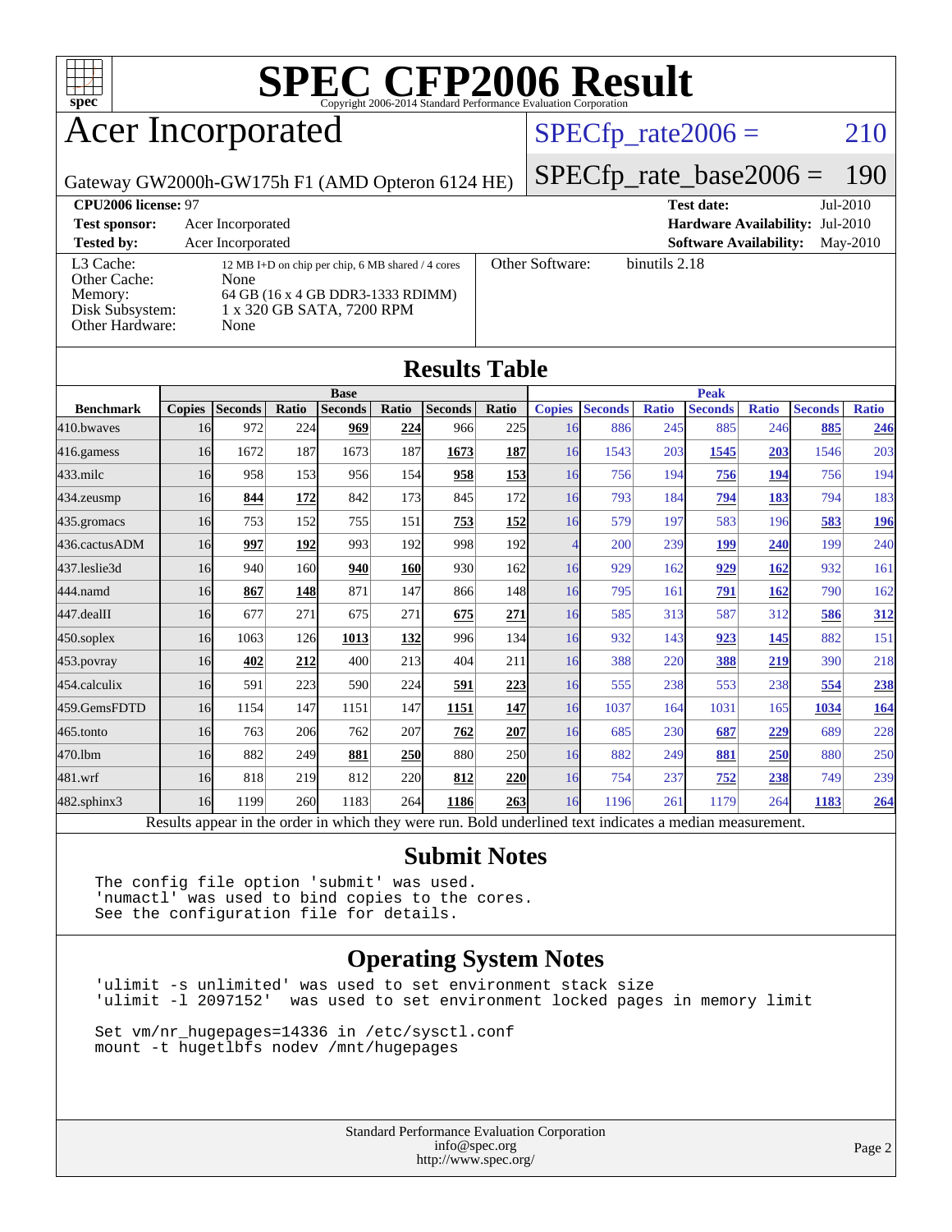# SPEC CFP2006 Result

Copyright 2006-2014 Standard Performance Evaluation Corporation

## Acer Incorporated

Gateway GW2000h-GW175h F1 (AMD Opteron 6124 HE)

SPECfp_rate2006 = 210

SPECfp_rate_base2006 = 190

| | | | |
|---|---|---|---|
| **CPU2006 license:** 97 | | **Test date:** | Jul-2010 |
| **Test sponsor:** | Acer Incorporated | **Hardware Availability:** | Jul-2010 |
| **Tested by:** | Acer Incorporated | **Software Availability:** | May-2010 |

| | |
|---|---|
| L3 Cache: | 12 MB I+D on chip per chip, 6 MB shared / 4 cores |
| Other Cache: | None |
| Memory: | 64 GB (16 x 4 GB DDR3-1333 RDIMM) |
| Disk Subsystem: | 1 x 320 GB SATA, 7200 RPM |
| Other Hardware: | None |
| Other Software: | binutils 2.18 |

## Results Table

| Benchmark | Base | | | | | | | Peak | | | | | | |
|---|---|---|---|---|---|---|---|---|---|---|---|---|---|---|
| | Copies | Seconds | Ratio | Seconds | Ratio | Seconds | Ratio | Copies | Seconds | Ratio | Seconds | Ratio | Seconds | Ratio |
| 410.bwaves | 16 | 972 | 224 | **969** | **224** | 966 | 225 | 16 | 886 | 245 | 885 | 246 | **885** | **246** |
| 416.gamess | 16 | 1672 | 187 | 1673 | 187 | **1673** | **187** | 16 | 1543 | 203 | **1545** | **203** | 1546 | 203 |
| 433.milc | 16 | 958 | 153 | 956 | 154 | **958** | **153** | 16 | 756 | 194 | **756** | **194** | 756 | 194 |
| 434.zeusmp | 16 | **844** | **172** | 842 | 173 | 845 | 172 | 16 | 793 | 184 | **794** | **183** | 794 | 183 |
| 435.gromacs | 16 | 753 | 152 | 755 | 151 | **753** | **152** | 16 | 579 | 197 | 583 | 196 | **583** | **196** |
| 436.cactusADM | 16 | **997** | **192** | 993 | 192 | 998 | 192 | 4 | 200 | 239 | **199** | **240** | 199 | 240 |
| 437.leslie3d | 16 | 940 | 160 | **940** | **160** | 930 | 162 | 16 | 929 | 162 | **929** | **162** | 932 | 161 |
| 444.namd | 16 | **867** | **148** | 871 | 147 | 866 | 148 | 16 | 795 | 161 | **791** | **162** | 790 | 162 |
| 447.dealII | 16 | 677 | 271 | 675 | 271 | **675** | **271** | 16 | 585 | 313 | 587 | 312 | **586** | **312** |
| 450.soplex | 16 | 1063 | 126 | **1013** | **132** | 996 | 134 | 16 | 932 | 143 | **923** | **145** | 882 | 151 |
| 453.povray | 16 | **402** | **212** | 400 | 213 | 404 | 211 | 16 | 388 | 220 | **388** | **219** | 390 | 218 |
| 454.calculix | 16 | 591 | 223 | 590 | 224 | **591** | **223** | 16 | 555 | 238 | 553 | 238 | **554** | **238** |
| 459.GemsFDTD | 16 | 1154 | 147 | 1151 | 147 | **1151** | **147** | 16 | 1037 | 164 | 1031 | 165 | **1034** | **164** |
| 465.tonto | 16 | 763 | 206 | 762 | 207 | **762** | **207** | 16 | 685 | 230 | **687** | **229** | 689 | 228 |
| 470.lbm | 16 | 882 | 249 | **881** | **250** | 880 | 250 | 16 | 882 | 249 | **881** | **250** | 880 | 250 |
| 481.wrf | 16 | 818 | 219 | 812 | 220 | **812** | **220** | 16 | 754 | 237 | **752** | **238** | 749 | 239 |
| 482.sphinx3 | 16 | 1199 | 260 | 1183 | 264 | **1186** | **263** | 16 | 1196 | 261 | 1179 | 264 | **1183** | **264** |

Results appear in the order in which they were run. Bold underlined text indicates a median measurement.

## Submit Notes

```
The config file option 'submit' was used.
'numactl' was used to bind copies to the cores.
See the configuration file for details.
```

## Operating System Notes

```
'ulimit -s unlimited' was used to set environment stack size
'ulimit -l 2097152'  was used to set environment locked pages in memory limit

Set vm/nr_hugepages=14336 in /etc/sysctl.conf
mount -t hugetlbfs nodev /mnt/hugepages
```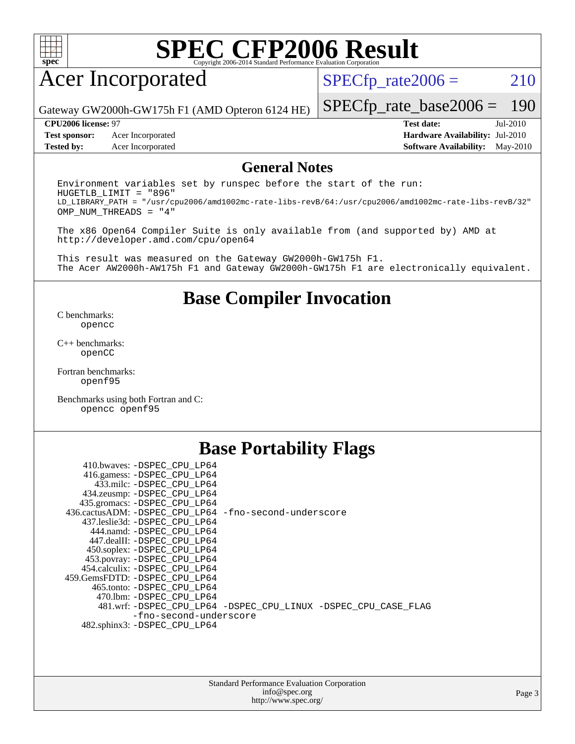# SPEC CFP2006 Result

Copyright 2006-2014 Standard Performance Evaluation Corporation

## Acer Incorporated

Gateway GW2000h-GW175h F1 (AMD Opteron 6124 HE)

SPECfp_rate2006 = 210

SPECfp_rate_base2006 = 190

| | | | |
|---|---|---|---|
| **CPU2006 license:** 97 | | **Test date:** | Jul-2010 |
| **Test sponsor:** | Acer Incorporated | **Hardware Availability:** | Jul-2010 |
| **Tested by:** | Acer Incorporated | **Software Availability:** | May-2010 |

## General Notes

```
Environment variables set by runspec before the start of the run:
HUGETLB_LIMIT = "896"
LD_LIBRARY_PATH = "/usr/cpu2006/amd1002mc-rate-libs-revB/64:/usr/cpu2006/amd1002mc-rate-libs-revB/32"
OMP_NUM_THREADS = "4"

The x86 Open64 Compiler Suite is only available from (and supported by) AMD at
http://developer.amd.com/cpu/open64

This result was measured on the Gateway GW2000h-GW175h F1.
The Acer AW2000h-AW175h F1 and Gateway GW2000h-GW175h F1 are electronically equivalent.
```

## Base Compiler Invocation

C benchmarks:
    opencc

C++ benchmarks:
    openCC

Fortran benchmarks:
    openf95

Benchmarks using both Fortran and C:
    opencc openf95

## Base Portability Flags

```
     410.bwaves: -DSPEC_CPU_LP64
     416.gamess: -DSPEC_CPU_LP64
       433.milc: -DSPEC_CPU_LP64
     434.zeusmp: -DSPEC_CPU_LP64
    435.gromacs: -DSPEC_CPU_LP64
  436.cactusADM: -DSPEC_CPU_LP64 -fno-second-underscore
    437.leslie3d: -DSPEC_CPU_LP64
      444.namd: -DSPEC_CPU_LP64
     447.dealII: -DSPEC_CPU_LP64
     450.soplex: -DSPEC_CPU_LP64
     453.povray: -DSPEC_CPU_LP64
    454.calculix: -DSPEC_CPU_LP64
   459.GemsFDTD: -DSPEC_CPU_LP64
      465.tonto: -DSPEC_CPU_LP64
       470.lbm: -DSPEC_CPU_LP64
       481.wrf: -DSPEC_CPU_LP64 -DSPEC_CPU_LINUX -DSPEC_CPU_CASE_FLAG
                -fno-second-underscore
    482.sphinx3: -DSPEC_CPU_LP64
```

Standard Performance Evaluation Corporation
info@spec.org
http://www.spec.org/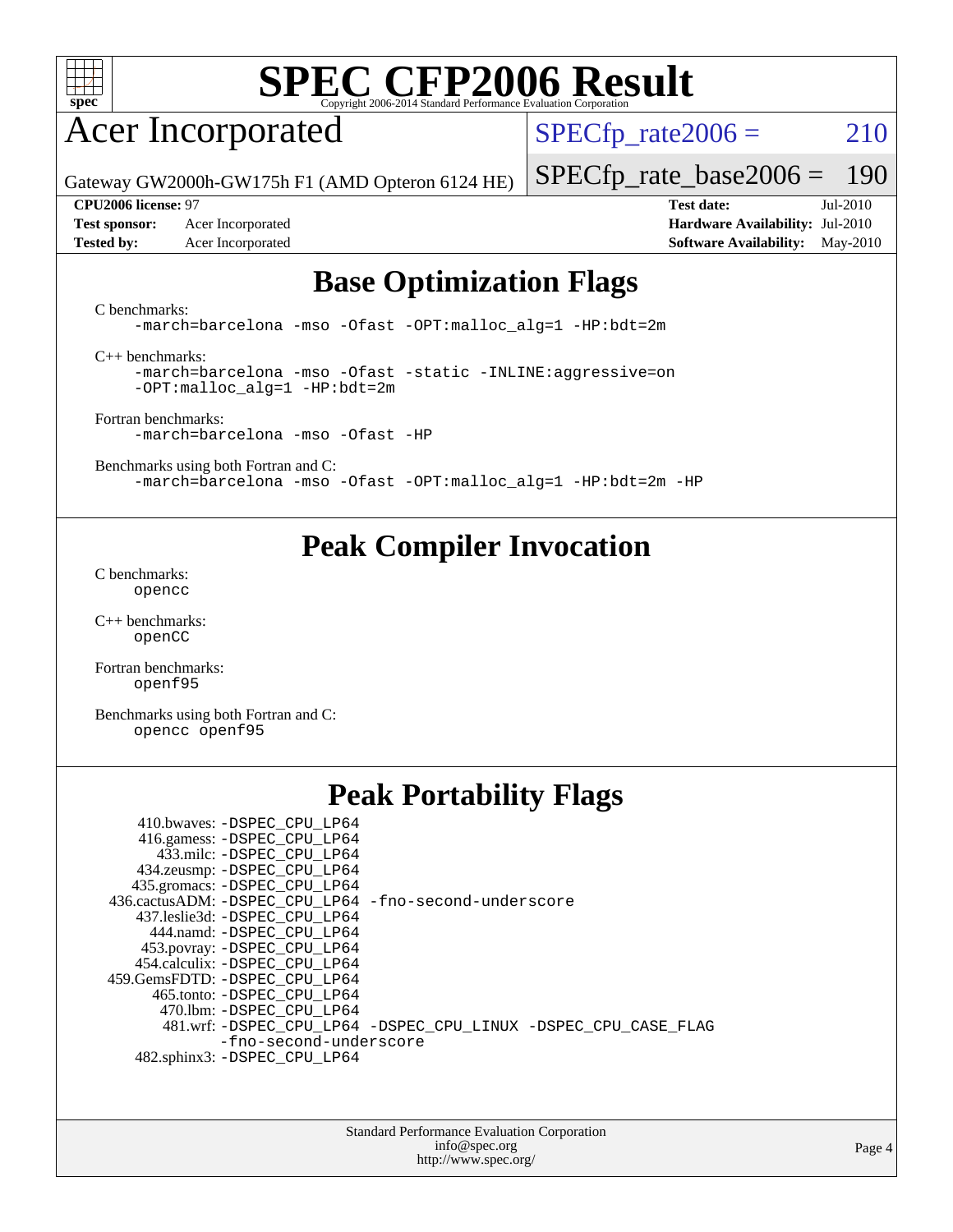# SPEC CFP2006 Result

Copyright 2006-2014 Standard Performance Evaluation Corporation

## Acer Incorporated

Gateway GW2000h-GW175h F1 (AMD Opteron 6124 HE)

SPECfp_rate2006 = 210

SPECfp_rate_base2006 = 190

| | | | |
|---|---|---|---|
| **CPU2006 license:** 97 | | **Test date:** | Jul-2010 |
| **Test sponsor:** | Acer Incorporated | **Hardware Availability:** | Jul-2010 |
| **Tested by:** | Acer Incorporated | **Software Availability:** | May-2010 |

## Base Optimization Flags

C benchmarks:
```
-march=barcelona -mso -Ofast -OPT:malloc_alg=1 -HP:bdt=2m
```

C++ benchmarks:
```
-march=barcelona -mso -Ofast -static -INLINE:aggressive=on
-OPT:malloc_alg=1 -HP:bdt=2m
```

Fortran benchmarks:
```
-march=barcelona -mso -Ofast -HP
```

Benchmarks using both Fortran and C:
```
-march=barcelona -mso -Ofast -OPT:malloc_alg=1 -HP:bdt=2m -HP
```

## Peak Compiler Invocation

C benchmarks:
```
opencc
```

C++ benchmarks:
```
openCC
```

Fortran benchmarks:
```
openf95
```

Benchmarks using both Fortran and C:
```
opencc openf95
```

## Peak Portability Flags

```
  410.bwaves: -DSPEC_CPU_LP64
  416.gamess: -DSPEC_CPU_LP64
    433.milc: -DSPEC_CPU_LP64
  434.zeusmp: -DSPEC_CPU_LP64
 435.gromacs: -DSPEC_CPU_LP64
436.cactusADM: -DSPEC_CPU_LP64 -fno-second-underscore
 437.leslie3d: -DSPEC_CPU_LP64
    444.namd: -DSPEC_CPU_LP64
  453.povray: -DSPEC_CPU_LP64
 454.calculix: -DSPEC_CPU_LP64
459.GemsFDTD: -DSPEC_CPU_LP64
   465.tonto: -DSPEC_CPU_LP64
     470.lbm: -DSPEC_CPU_LP64
     481.wrf: -DSPEC_CPU_LP64 -DSPEC_CPU_LINUX -DSPEC_CPU_CASE_FLAG
              -fno-second-underscore
 482.sphinx3: -DSPEC_CPU_LP64
```

Standard Performance Evaluation Corporation
info@spec.org
http://www.spec.org/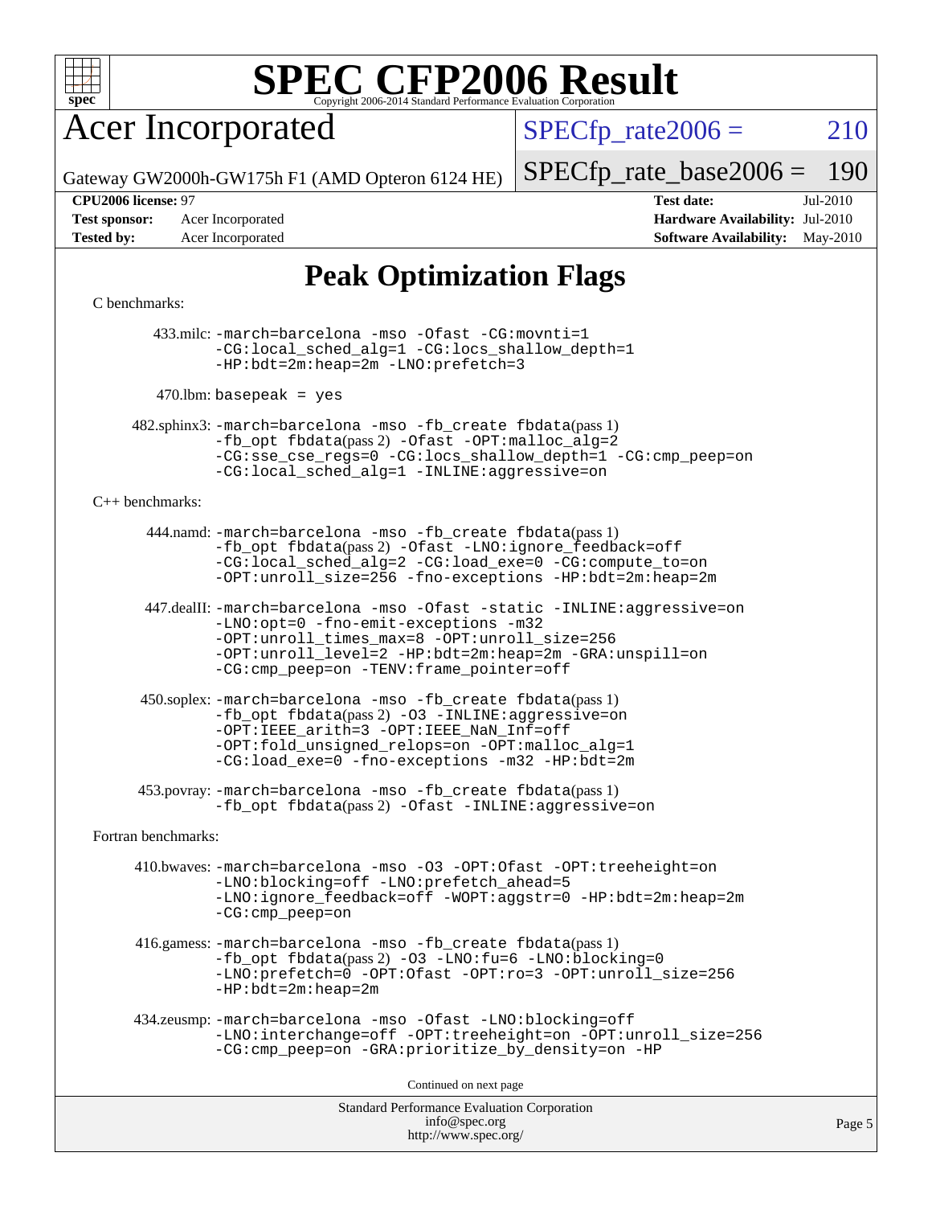# SPEC CFP2006 Result

Copyright 2006-2014 Standard Performance Evaluation Corporation

## Acer Incorporated

Gateway GW2000h-GW175h F1 (AMD Opteron 6124 HE)

SPECfp_rate2006 = 210

SPECfp_rate_base2006 = 190

**CPU2006 license:** 97
**Test sponsor:** Acer Incorporated
**Tested by:** Acer Incorporated

**Test date:** Jul-2010
**Hardware Availability:** Jul-2010
**Software Availability:** May-2010

## Peak Optimization Flags

C benchmarks:

433.milc: -march=barcelona -mso -Ofast -CG:movnti=1 -CG:local_sched_alg=1 -CG:locs_shallow_depth=1 -HP:bdt=2m:heap=2m -LNO:prefetch=3

470.lbm: basepeak = yes

482.sphinx3: -march=barcelona -mso -fb_create fbdata(pass 1) -fb_opt fbdata(pass 2) -Ofast -OPT:malloc_alg=2 -CG:sse_cse_regs=0 -CG:locs_shallow_depth=1 -CG:cmp_peep=on -CG:local_sched_alg=1 -INLINE:aggressive=on

C++ benchmarks:

444.namd: -march=barcelona -mso -fb_create fbdata(pass 1) -fb_opt fbdata(pass 2) -Ofast -LNO:ignore_feedback=off -CG:local_sched_alg=2 -CG:load_exe=0 -CG:compute_to=on -OPT:unroll_size=256 -fno-exceptions -HP:bdt=2m:heap=2m

447.dealII: -march=barcelona -mso -Ofast -static -INLINE:aggressive=on -LNO:opt=0 -fno-emit-exceptions -m32 -OPT:unroll_times_max=8 -OPT:unroll_size=256 -OPT:unroll_level=2 -HP:bdt=2m:heap=2m -GRA:unspill=on -CG:cmp_peep=on -TENV:frame_pointer=off

450.soplex: -march=barcelona -mso -fb_create fbdata(pass 1) -fb_opt fbdata(pass 2) -O3 -INLINE:aggressive=on -OPT:IEEE_arith=3 -OPT:IEEE_NaN_Inf=off -OPT:fold_unsigned_relops=on -OPT:malloc_alg=1 -CG:load_exe=0 -fno-exceptions -m32 -HP:bdt=2m

453.povray: -march=barcelona -mso -fb_create fbdata(pass 1) -fb_opt fbdata(pass 2) -Ofast -INLINE:aggressive=on

Fortran benchmarks:

410.bwaves: -march=barcelona -mso -O3 -OPT:Ofast -OPT:treeheight=on -LNO:blocking=off -LNO:prefetch_ahead=5 -LNO:ignore_feedback=off -WOPT:aggstr=0 -HP:bdt=2m:heap=2m -CG:cmp_peep=on

416.gamess: -march=barcelona -mso -fb_create fbdata(pass 1) -fb_opt fbdata(pass 2) -O3 -LNO:fu=6 -LNO:blocking=0 -LNO:prefetch=0 -OPT:Ofast -OPT:ro=3 -OPT:unroll_size=256 -HP:bdt=2m:heap=2m

434.zeusmp: -march=barcelona -mso -Ofast -LNO:blocking=off -LNO:interchange=off -OPT:treeheight=on -OPT:unroll_size=256 -CG:cmp_peep=on -GRA:prioritize_by_density=on -HP

Continued on next page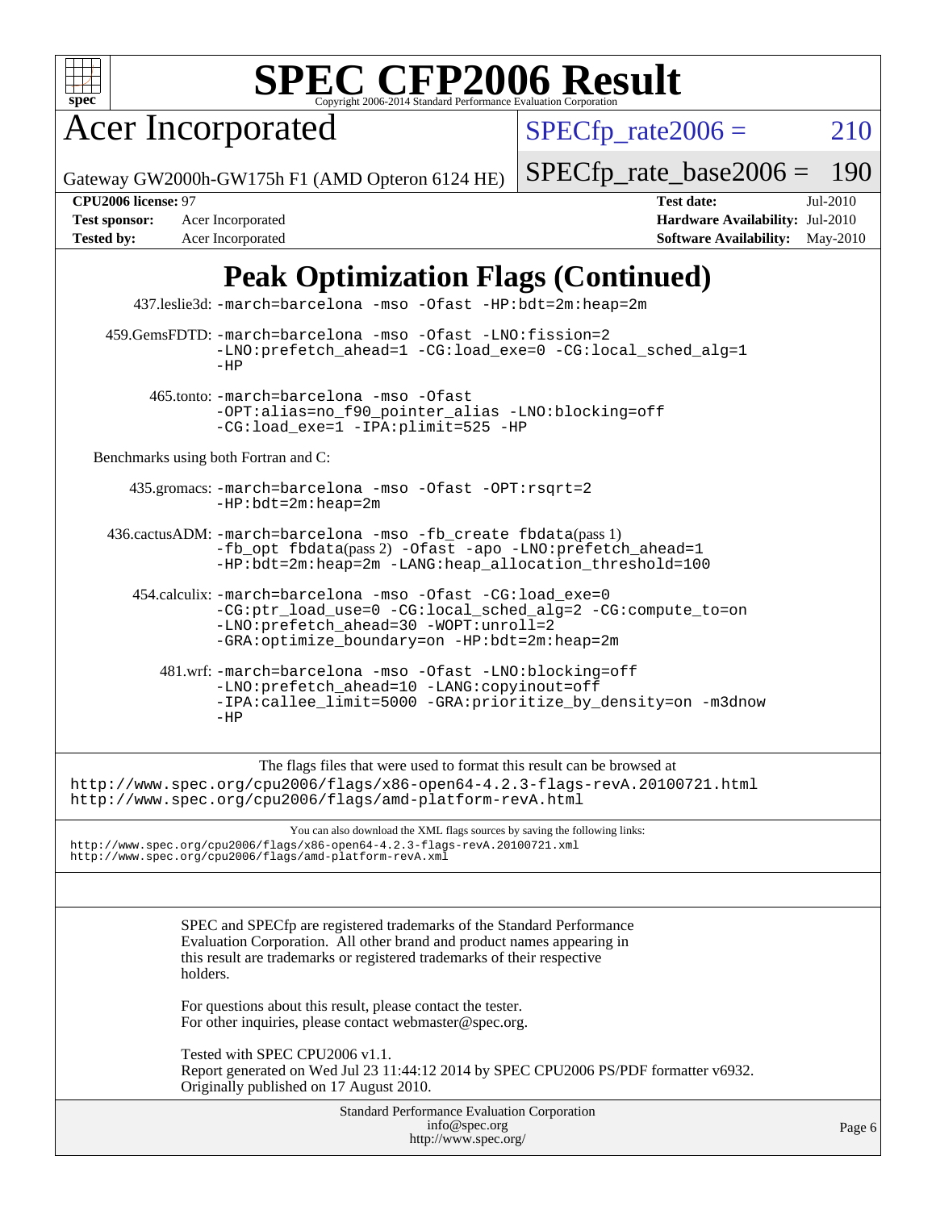# SPEC CFP2006 Result

Copyright 2006-2014 Standard Performance Evaluation Corporation

**Acer Incorporated**

Gateway GW2000h-GW175h F1 (AMD Opteron 6124 HE)

SPECfp_rate2006 = 210

SPECfp_rate_base2006 = 190

**CPU2006 license:** 97
**Test sponsor:** Acer Incorporated
**Tested by:** Acer Incorporated

**Test date:** Jul-2010
**Hardware Availability:** Jul-2010
**Software Availability:** May-2010

## Peak Optimization Flags (Continued)

437.leslie3d: -march=barcelona -mso -Ofast -HP:bdt=2m:heap=2m

459.GemsFDTD: -march=barcelona -mso -Ofast -LNO:fission=2 -LNO:prefetch_ahead=1 -CG:load_exe=0 -CG:local_sched_alg=1 -HP

465.tonto: -march=barcelona -mso -Ofast -OPT:alias=no_f90_pointer_alias -LNO:blocking=off -CG:load_exe=1 -IPA:plimit=525 -HP

Benchmarks using both Fortran and C:

435.gromacs: -march=barcelona -mso -Ofast -OPT:rsqrt=2 -HP:bdt=2m:heap=2m

436.cactusADM: -march=barcelona -mso -fb_create fbdata(pass 1) -fb_opt fbdata(pass 2) -Ofast -apo -LNO:prefetch_ahead=1 -HP:bdt=2m:heap=2m -LANG:heap_allocation_threshold=100

454.calculix: -march=barcelona -mso -Ofast -CG:load_exe=0 -CG:ptr_load_use=0 -CG:local_sched_alg=2 -CG:compute_to=on -LNO:prefetch_ahead=30 -WOPT:unroll=2 -GRA:optimize_boundary=on -HP:bdt=2m:heap=2m

481.wrf: -march=barcelona -mso -Ofast -LNO:blocking=off -LNO:prefetch_ahead=10 -LANG:copyinout=off -IPA:callee_limit=5000 -GRA:prioritize_by_density=on -m3dnow -HP

The flags files that were used to format this result can be browsed at
http://www.spec.org/cpu2006/flags/x86-open64-4.2.3-flags-revA.20100721.html
http://www.spec.org/cpu2006/flags/amd-platform-revA.html

You can also download the XML flags sources by saving the following links:
http://www.spec.org/cpu2006/flags/x86-open64-4.2.3-flags-revA.20100721.xml
http://www.spec.org/cpu2006/flags/amd-platform-revA.xml

SPEC and SPECfp are registered trademarks of the Standard Performance Evaluation Corporation. All other brand and product names appearing in this result are trademarks or registered trademarks of their respective holders.

For questions about this result, please contact the tester.
For other inquiries, please contact webmaster@spec.org.

Tested with SPEC CPU2006 v1.1.
Report generated on Wed Jul 23 11:44:12 2014 by SPEC CPU2006 PS/PDF formatter v6932.
Originally published on 17 August 2010.

Standard Performance Evaluation Corporation
info@spec.org
http://www.spec.org/